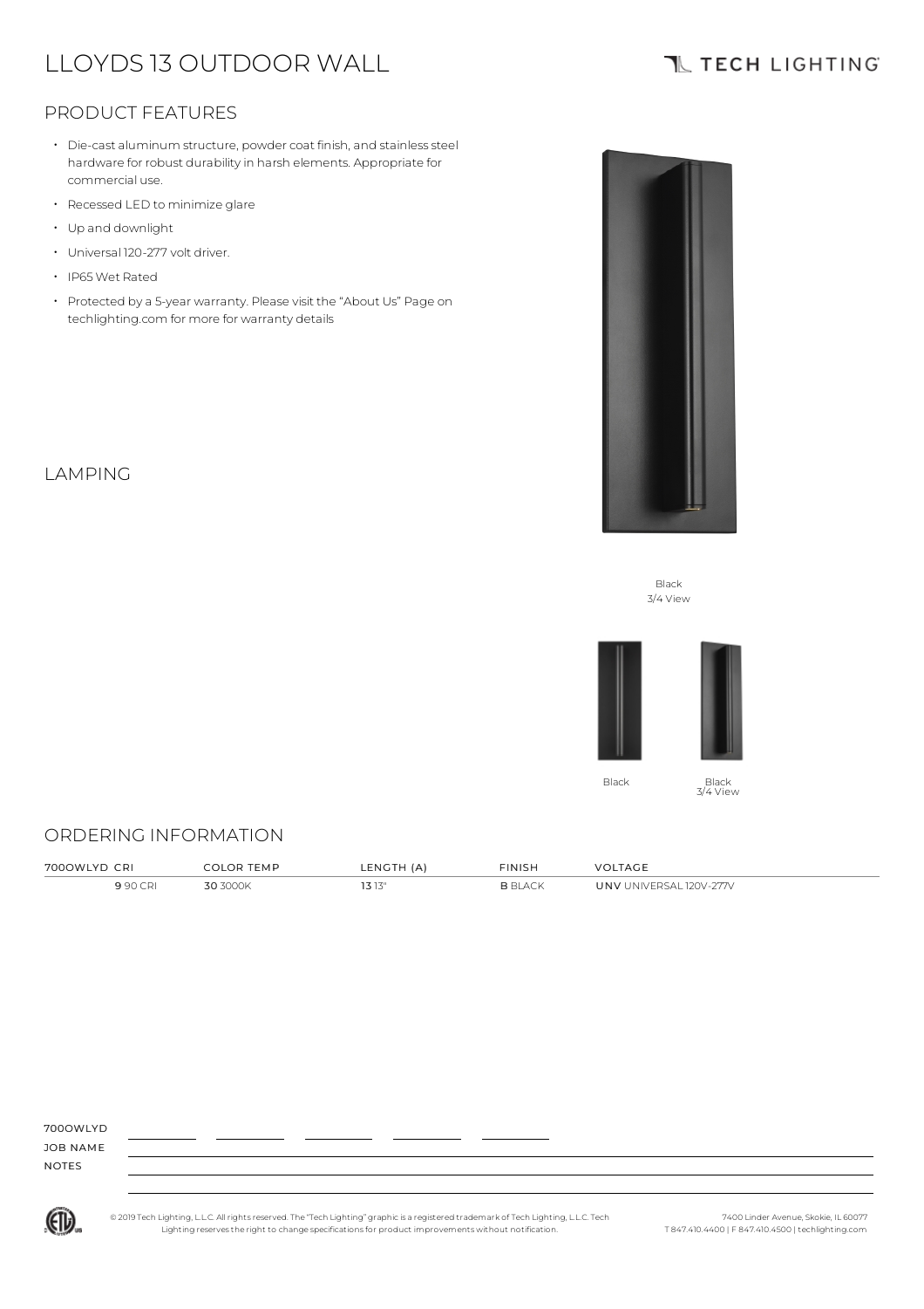# LLOYDS 13 OUTDOOR WALL

TECH LIGHTING

## PRODUCT FEATURES

- Die-cast aluminum structure, powder coat finish, and stainless steel hardware for robust durability in harsh elements. Appropriate for commercial use.
- Recessed LED to minimize glare
- Up and downlight
- Universal 120-277 volt driver.
- IP65 Wet Rated
- Protected by a 5-year warranty. Please visit the "About Us" Page on techlighting.com for more for warranty details

## LAMPING

Black
3/4 View

Black

Black
3/4 View

## ORDERING INFORMATION

| 700OWLYD CRI | COLOR TEMP | LENGTH (A) | FINISH | VOLTAGE |
|---|---|---|---|---|
| **9** 90 CRI | **30** 3000K | **13** 13" | **B** BLACK | **UNV** UNIVERSAL 120V-277V |

700OWLYD ________ ________ ________ ________ ________

JOB NAME

NOTES

© 2019 Tech Lighting, L.L.C. All rights reserved. The "Tech Lighting" graphic is a registered trademark of Tech Lighting, L.L.C. Tech Lighting reserves the right to change specifications for product improvements without notification.

7400 Linder Avenue, Skokie, IL 60077
T 847.410.4400 | F 847.410.4500 | techlighting.com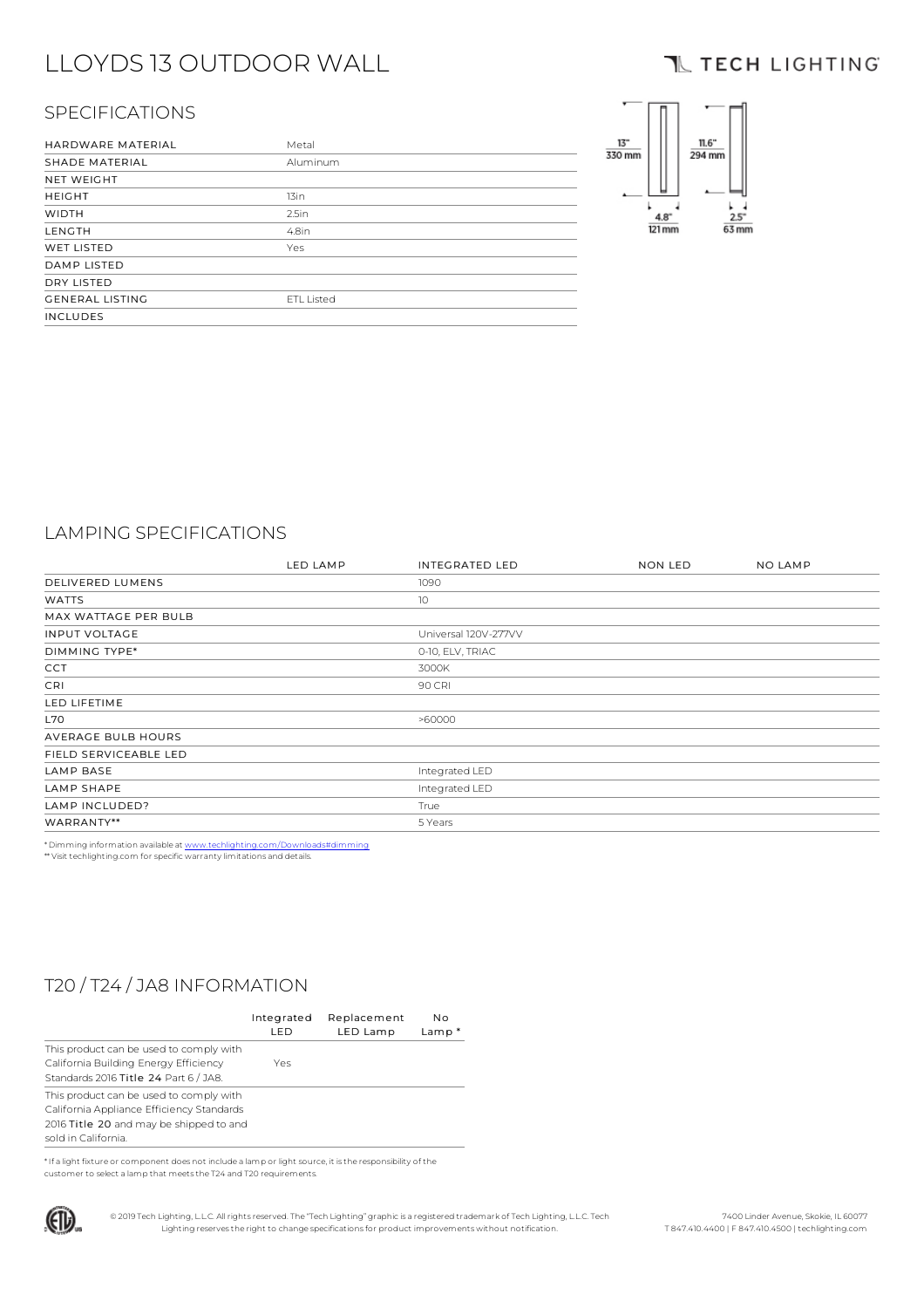# LLOYDS 13 OUTDOOR WALL

TECH LIGHTING

## SPECIFICATIONS

| | |
|---|---|
| HARDWARE MATERIAL | Metal |
| SHADE MATERIAL | Aluminum |
| NET WEIGHT | |
| HEIGHT | 13in |
| WIDTH | 2.5in |
| LENGTH | 4.8in |
| WET LISTED | Yes |
| DAMP LISTED | |
| DRY LISTED | |
| GENERAL LISTING | ETL Listed |
| INCLUDES | |

13"
330 mm

11.6"
294 mm

4.8"
121 mm

2.5"
63 mm

## LAMPING SPECIFICATIONS

| | LED LAMP | INTEGRATED LED | NON LED | NO LAMP |
|---|---|---|---|---|
| DELIVERED LUMENS | | 1090 | | |
| WATTS | | 10 | | |
| MAX WATTAGE PER BULB | | | | |
| INPUT VOLTAGE | | Universal 120V-277VV | | |
| DIMMING TYPE* | | 0-10, ELV, TRIAC | | |
| CCT | | 3000K | | |
| CRI | | 90 CRI | | |
| LED LIFETIME | | | | |
| L70 | | >60000 | | |
| AVERAGE BULB HOURS | | | | |
| FIELD SERVICEABLE LED | | | | |
| LAMP BASE | | Integrated LED | | |
| LAMP SHAPE | | Integrated LED | | |
| LAMP INCLUDED? | | True | | |
| WARRANTY** | | 5 Years | | |

* Dimming information available at www.techlighting.com/Downloads#dimming
** Visit techlighting.com for specific warranty limitations and details.

## T20 / T24 / JA8 INFORMATION

| | Integrated LED | Replacement LED Lamp | No Lamp * |
|---|---|---|---|
| This product can be used to comply with California Building Energy Efficiency Standards 2016 **Title 24** Part 6 / JA8. | Yes | | |
| This product can be used to comply with California Appliance Efficiency Standards 2016 **Title 20** and may be shipped to and sold in California. | | | |

* If a light fixture or component does not include a lamp or light source, it is the responsibility of the customer to select a lamp that meets the T24 and T20 requirements.

© 2019 Tech Lighting, L.L.C. All rights reserved. The "Tech Lighting" graphic is a registered trademark of Tech Lighting, L.L.C. Tech Lighting reserves the right to change specifications for product improvements without notification.

7400 Linder Avenue, Skokie, IL 60077
T 847.410.4400 | F 847.410.4500 | techlighting.com